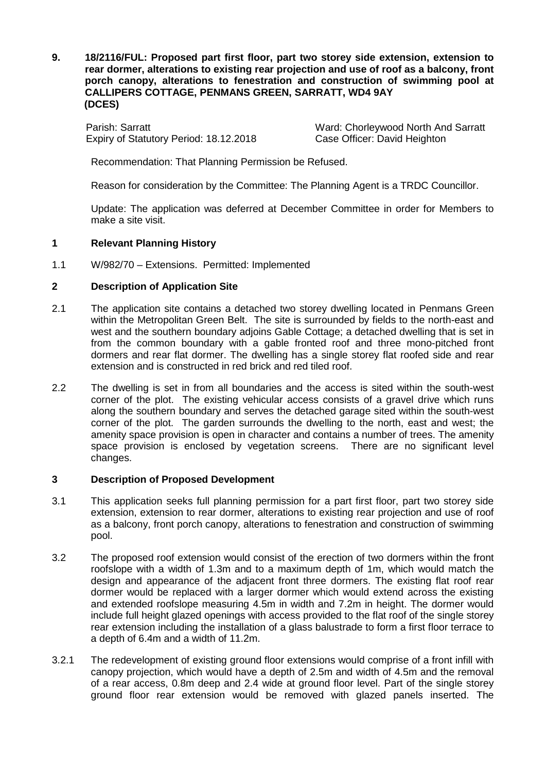**9. 18/2116/FUL: Proposed part first floor, part two storey side extension, extension to rear dormer, alterations to existing rear projection and use of roof as a balcony, front porch canopy, alterations to fenestration and construction of swimming pool at CALLIPERS COTTAGE, PENMANS GREEN, SARRATT, WD4 9AY (DCES)**

Parish: Sarratt
Ward: Chorleywood North And Sarratt
Expiry of Statutory Period: 18.12.2018
Case Officer: David Heighton

Recommendation: That Planning Permission be Refused.

Reason for consideration by the Committee: The Planning Agent is a TRDC Councillor.

Update: The application was deferred at December Committee in order for Members to make a site visit.

## 1 Relevant Planning History

1.1 W/982/70 – Extensions. Permitted: Implemented

## 2 Description of Application Site

2.1 The application site contains a detached two storey dwelling located in Penmans Green within the Metropolitan Green Belt. The site is surrounded by fields to the north-east and west and the southern boundary adjoins Gable Cottage; a detached dwelling that is set in from the common boundary with a gable fronted roof and three mono-pitched front dormers and rear flat dormer. The dwelling has a single storey flat roofed side and rear extension and is constructed in red brick and red tiled roof.

2.2 The dwelling is set in from all boundaries and the access is sited within the south-west corner of the plot. The existing vehicular access consists of a gravel drive which runs along the southern boundary and serves the detached garage sited within the south-west corner of the plot. The garden surrounds the dwelling to the north, east and west; the amenity space provision is open in character and contains a number of trees. The amenity space provision is enclosed by vegetation screens. There are no significant level changes.

## 3 Description of Proposed Development

3.1 This application seeks full planning permission for a part first floor, part two storey side extension, extension to rear dormer, alterations to existing rear projection and use of roof as a balcony, front porch canopy, alterations to fenestration and construction of swimming pool.

3.2 The proposed roof extension would consist of the erection of two dormers within the front roofslope with a width of 1.3m and to a maximum depth of 1m, which would match the design and appearance of the adjacent front three dormers. The existing flat roof rear dormer would be replaced with a larger dormer which would extend across the existing and extended roofslope measuring 4.5m in width and 7.2m in height. The dormer would include full height glazed openings with access provided to the flat roof of the single storey rear extension including the installation of a glass balustrade to form a first floor terrace to a depth of 6.4m and a width of 11.2m.

3.2.1 The redevelopment of existing ground floor extensions would comprise of a front infill with canopy projection, which would have a depth of 2.5m and width of 4.5m and the removal of a rear access, 0.8m deep and 2.4 wide at ground floor level. Part of the single storey ground floor rear extension would be removed with glazed panels inserted. The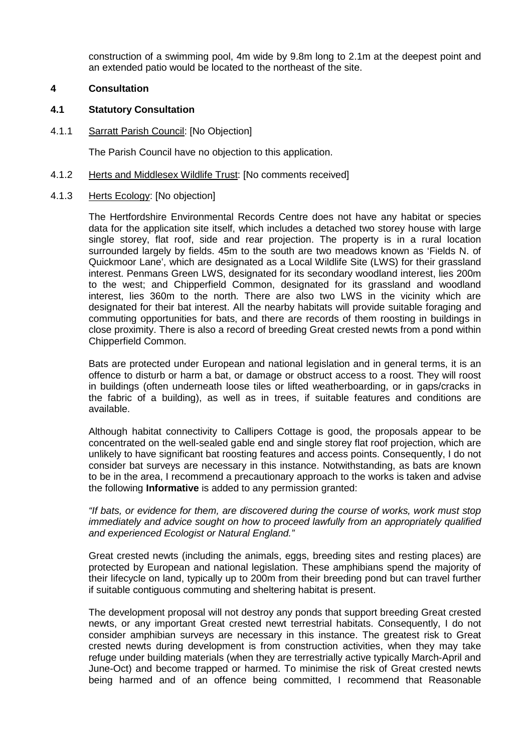construction of a swimming pool, 4m wide by 9.8m long to 2.1m at the deepest point and an extended patio would be located to the northeast of the site.

## 4 Consultation

### 4.1 Statutory Consultation

4.1.1 Sarratt Parish Council: [No Objection]

The Parish Council have no objection to this application.

4.1.2 Herts and Middlesex Wildlife Trust: [No comments received]

4.1.3 Herts Ecology: [No objection]

The Hertfordshire Environmental Records Centre does not have any habitat or species data for the application site itself, which includes a detached two storey house with large single storey, flat roof, side and rear projection. The property is in a rural location surrounded largely by fields. 45m to the south are two meadows known as 'Fields N. of Quickmoor Lane', which are designated as a Local Wildlife Site (LWS) for their grassland interest. Penmans Green LWS, designated for its secondary woodland interest, lies 200m to the west; and Chipperfield Common, designated for its grassland and woodland interest, lies 360m to the north. There are also two LWS in the vicinity which are designated for their bat interest. All the nearby habitats will provide suitable foraging and commuting opportunities for bats, and there are records of them roosting in buildings in close proximity. There is also a record of breeding Great crested newts from a pond within Chipperfield Common.

Bats are protected under European and national legislation and in general terms, it is an offence to disturb or harm a bat, or damage or obstruct access to a roost. They will roost in buildings (often underneath loose tiles or lifted weatherboarding, or in gaps/cracks in the fabric of a building), as well as in trees, if suitable features and conditions are available.

Although habitat connectivity to Callipers Cottage is good, the proposals appear to be concentrated on the well-sealed gable end and single storey flat roof projection, which are unlikely to have significant bat roosting features and access points. Consequently, I do not consider bat surveys are necessary in this instance. Notwithstanding, as bats are known to be in the area, I recommend a precautionary approach to the works is taken and advise the following **Informative** is added to any permission granted:

*"If bats, or evidence for them, are discovered during the course of works, work must stop immediately and advice sought on how to proceed lawfully from an appropriately qualified and experienced Ecologist or Natural England."*

Great crested newts (including the animals, eggs, breeding sites and resting places) are protected by European and national legislation. These amphibians spend the majority of their lifecycle on land, typically up to 200m from their breeding pond but can travel further if suitable contiguous commuting and sheltering habitat is present.

The development proposal will not destroy any ponds that support breeding Great crested newts, or any important Great crested newt terrestrial habitats. Consequently, I do not consider amphibian surveys are necessary in this instance. The greatest risk to Great crested newts during development is from construction activities, when they may take refuge under building materials (when they are terrestrially active typically March-April and June-Oct) and become trapped or harmed. To minimise the risk of Great crested newts being harmed and of an offence being committed, I recommend that Reasonable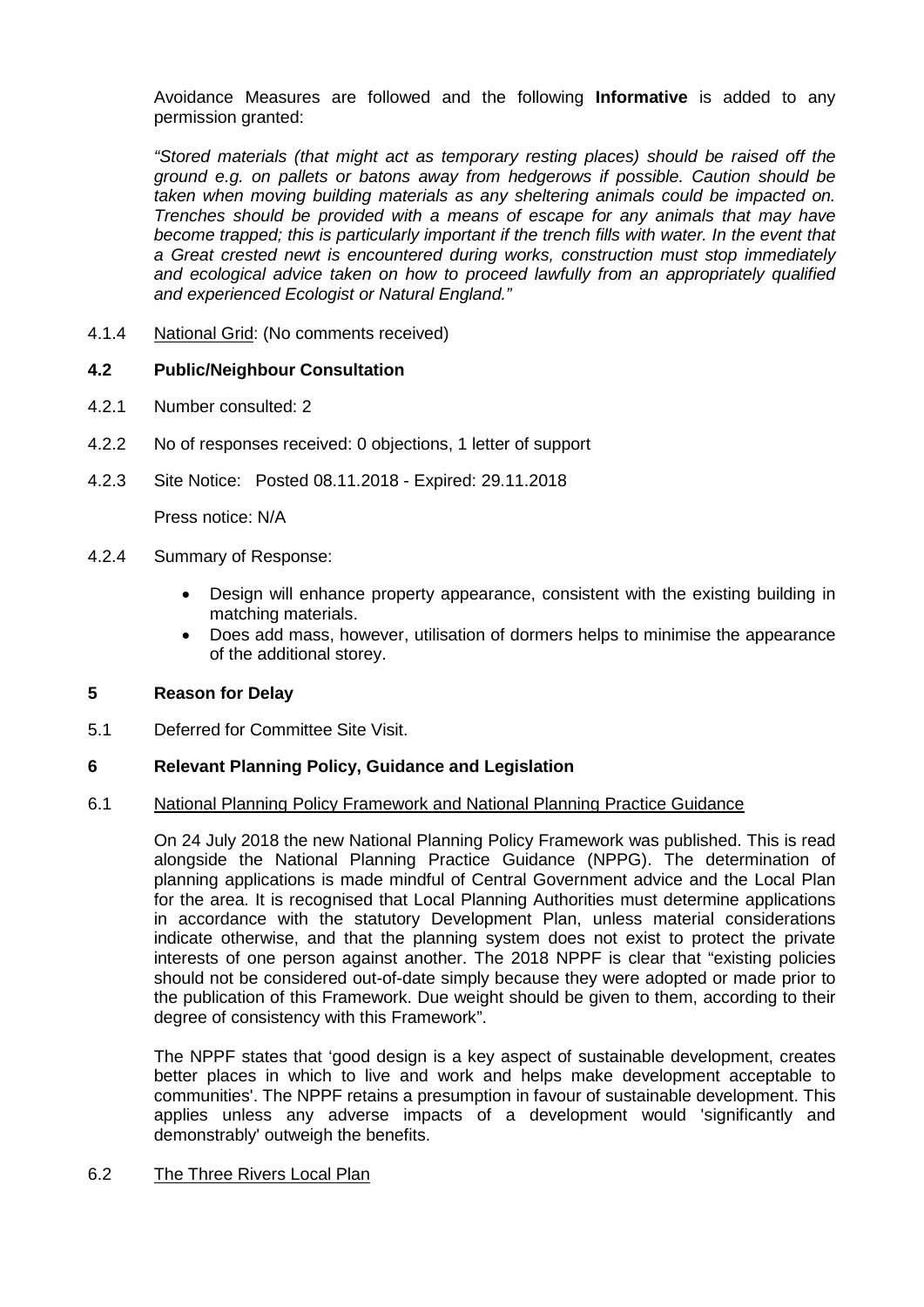Avoidance Measures are followed and the following **Informative** is added to any permission granted:

*"Stored materials (that might act as temporary resting places) should be raised off the ground e.g. on pallets or batons away from hedgerows if possible. Caution should be taken when moving building materials as any sheltering animals could be impacted on. Trenches should be provided with a means of escape for any animals that may have become trapped; this is particularly important if the trench fills with water. In the event that a Great crested newt is encountered during works, construction must stop immediately and ecological advice taken on how to proceed lawfully from an appropriately qualified and experienced Ecologist or Natural England."*

4.1.4 National Grid: (No comments received)

## 4.2 Public/Neighbour Consultation

4.2.1 Number consulted: 2

4.2.2 No of responses received: 0 objections, 1 letter of support

4.2.3 Site Notice: Posted 08.11.2018 - Expired: 29.11.2018

Press notice: N/A

4.2.4 Summary of Response:

- Design will enhance property appearance, consistent with the existing building in matching materials.
- Does add mass, however, utilisation of dormers helps to minimise the appearance of the additional storey.

## 5 Reason for Delay

5.1 Deferred for Committee Site Visit.

## 6 Relevant Planning Policy, Guidance and Legislation

6.1 National Planning Policy Framework and National Planning Practice Guidance

On 24 July 2018 the new National Planning Policy Framework was published. This is read alongside the National Planning Practice Guidance (NPPG). The determination of planning applications is made mindful of Central Government advice and the Local Plan for the area. It is recognised that Local Planning Authorities must determine applications in accordance with the statutory Development Plan, unless material considerations indicate otherwise, and that the planning system does not exist to protect the private interests of one person against another. The 2018 NPPF is clear that "existing policies should not be considered out-of-date simply because they were adopted or made prior to the publication of this Framework. Due weight should be given to them, according to their degree of consistency with this Framework".

The NPPF states that 'good design is a key aspect of sustainable development, creates better places in which to live and work and helps make development acceptable to communities'. The NPPF retains a presumption in favour of sustainable development. This applies unless any adverse impacts of a development would 'significantly and demonstrably' outweigh the benefits.

6.2 The Three Rivers Local Plan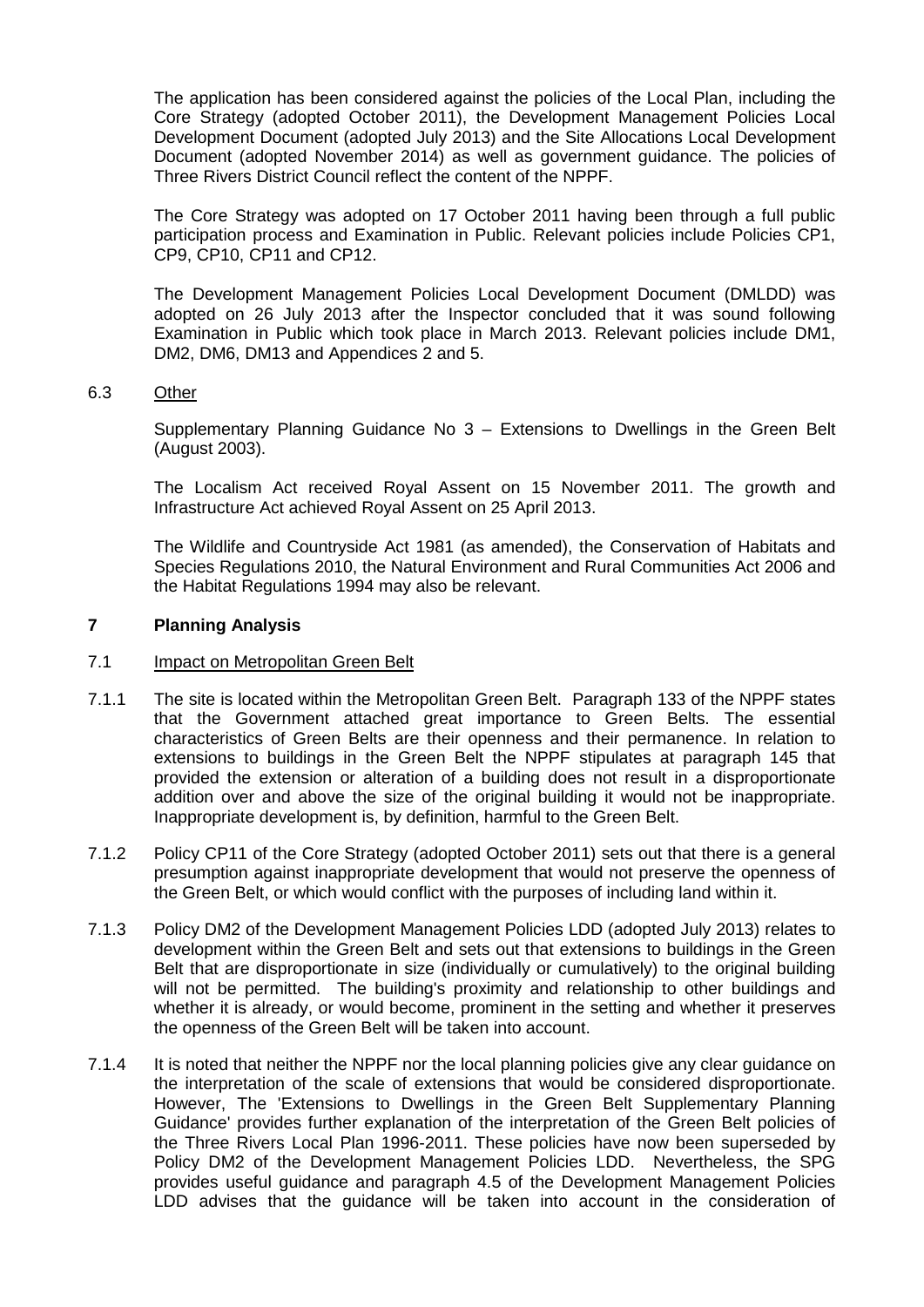The application has been considered against the policies of the Local Plan, including the Core Strategy (adopted October 2011), the Development Management Policies Local Development Document (adopted July 2013) and the Site Allocations Local Development Document (adopted November 2014) as well as government guidance. The policies of Three Rivers District Council reflect the content of the NPPF.

The Core Strategy was adopted on 17 October 2011 having been through a full public participation process and Examination in Public. Relevant policies include Policies CP1, CP9, CP10, CP11 and CP12.

The Development Management Policies Local Development Document (DMLDD) was adopted on 26 July 2013 after the Inspector concluded that it was sound following Examination in Public which took place in March 2013. Relevant policies include DM1, DM2, DM6, DM13 and Appendices 2 and 5.

### 6.3 Other

Supplementary Planning Guidance No 3 – Extensions to Dwellings in the Green Belt (August 2003).

The Localism Act received Royal Assent on 15 November 2011. The growth and Infrastructure Act achieved Royal Assent on 25 April 2013.

The Wildlife and Countryside Act 1981 (as amended), the Conservation of Habitats and Species Regulations 2010, the Natural Environment and Rural Communities Act 2006 and the Habitat Regulations 1994 may also be relevant.

## 7 Planning Analysis

### 7.1 Impact on Metropolitan Green Belt

7.1.1 The site is located within the Metropolitan Green Belt. Paragraph 133 of the NPPF states that the Government attached great importance to Green Belts. The essential characteristics of Green Belts are their openness and their permanence. In relation to extensions to buildings in the Green Belt the NPPF stipulates at paragraph 145 that provided the extension or alteration of a building does not result in a disproportionate addition over and above the size of the original building it would not be inappropriate. Inappropriate development is, by definition, harmful to the Green Belt.

7.1.2 Policy CP11 of the Core Strategy (adopted October 2011) sets out that there is a general presumption against inappropriate development that would not preserve the openness of the Green Belt, or which would conflict with the purposes of including land within it.

7.1.3 Policy DM2 of the Development Management Policies LDD (adopted July 2013) relates to development within the Green Belt and sets out that extensions to buildings in the Green Belt that are disproportionate in size (individually or cumulatively) to the original building will not be permitted. The building's proximity and relationship to other buildings and whether it is already, or would become, prominent in the setting and whether it preserves the openness of the Green Belt will be taken into account.

7.1.4 It is noted that neither the NPPF nor the local planning policies give any clear guidance on the interpretation of the scale of extensions that would be considered disproportionate. However, The 'Extensions to Dwellings in the Green Belt Supplementary Planning Guidance' provides further explanation of the interpretation of the Green Belt policies of the Three Rivers Local Plan 1996-2011. These policies have now been superseded by Policy DM2 of the Development Management Policies LDD. Nevertheless, the SPG provides useful guidance and paragraph 4.5 of the Development Management Policies LDD advises that the guidance will be taken into account in the consideration of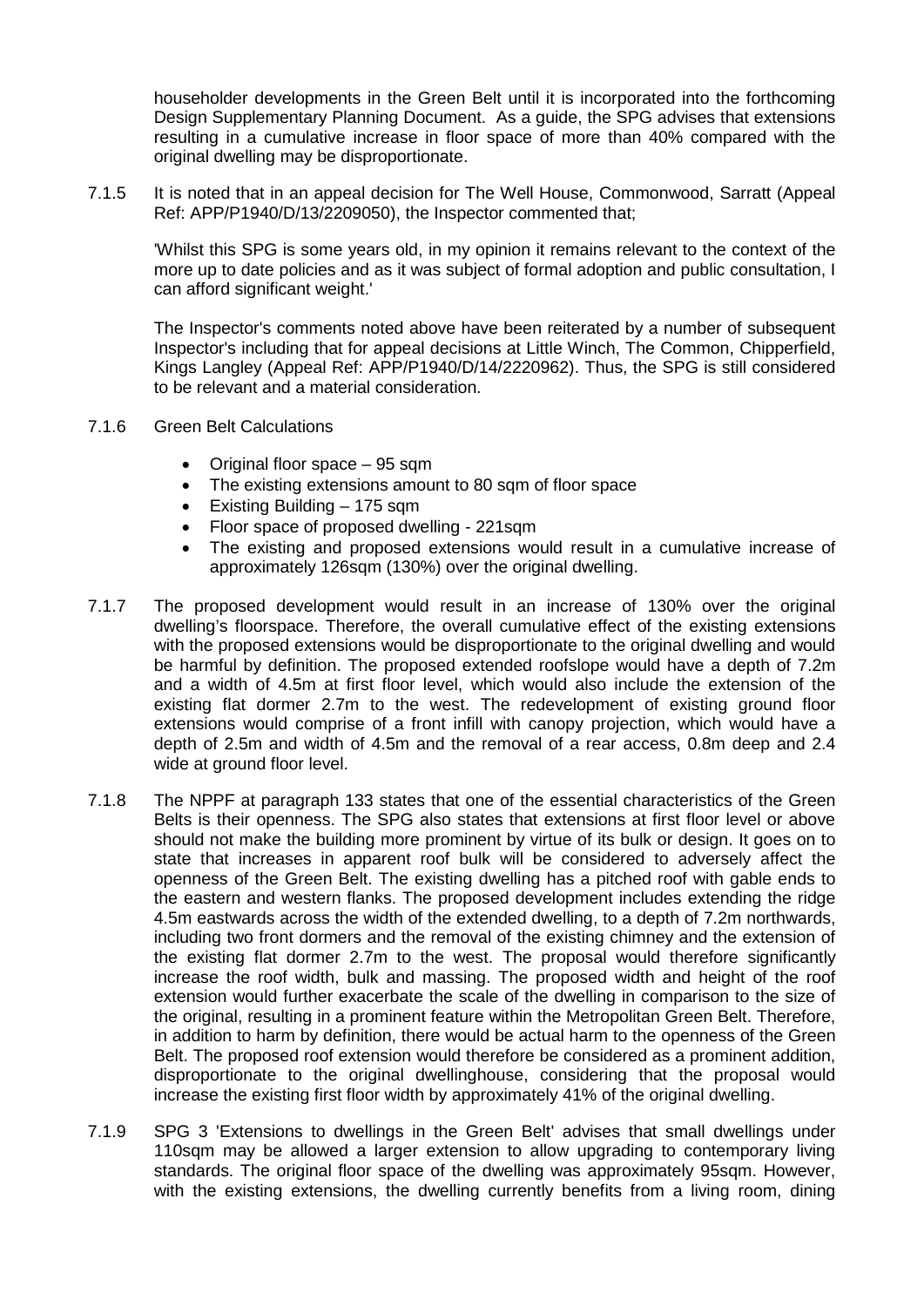householder developments in the Green Belt until it is incorporated into the forthcoming Design Supplementary Planning Document. As a guide, the SPG advises that extensions resulting in a cumulative increase in floor space of more than 40% compared with the original dwelling may be disproportionate.

7.1.5 It is noted that in an appeal decision for The Well House, Commonwood, Sarratt (Appeal Ref: APP/P1940/D/13/2209050), the Inspector commented that;

'Whilst this SPG is some years old, in my opinion it remains relevant to the context of the more up to date policies and as it was subject of formal adoption and public consultation, I can afford significant weight.'

The Inspector's comments noted above have been reiterated by a number of subsequent Inspector's including that for appeal decisions at Little Winch, The Common, Chipperfield, Kings Langley (Appeal Ref: APP/P1940/D/14/2220962). Thus, the SPG is still considered to be relevant and a material consideration.

7.1.6 Green Belt Calculations

- Original floor space – 95 sqm
- The existing extensions amount to 80 sqm of floor space
- Existing Building – 175 sqm
- Floor space of proposed dwelling - 221sqm
- The existing and proposed extensions would result in a cumulative increase of approximately 126sqm (130%) over the original dwelling.

7.1.7 The proposed development would result in an increase of 130% over the original dwelling's floorspace. Therefore, the overall cumulative effect of the existing extensions with the proposed extensions would be disproportionate to the original dwelling and would be harmful by definition. The proposed extended roofslope would have a depth of 7.2m and a width of 4.5m at first floor level, which would also include the extension of the existing flat dormer 2.7m to the west. The redevelopment of existing ground floor extensions would comprise of a front infill with canopy projection, which would have a depth of 2.5m and width of 4.5m and the removal of a rear access, 0.8m deep and 2.4 wide at ground floor level.

7.1.8 The NPPF at paragraph 133 states that one of the essential characteristics of the Green Belts is their openness. The SPG also states that extensions at first floor level or above should not make the building more prominent by virtue of its bulk or design. It goes on to state that increases in apparent roof bulk will be considered to adversely affect the openness of the Green Belt. The existing dwelling has a pitched roof with gable ends to the eastern and western flanks. The proposed development includes extending the ridge 4.5m eastwards across the width of the extended dwelling, to a depth of 7.2m northwards, including two front dormers and the removal of the existing chimney and the extension of the existing flat dormer 2.7m to the west. The proposal would therefore significantly increase the roof width, bulk and massing. The proposed width and height of the roof extension would further exacerbate the scale of the dwelling in comparison to the size of the original, resulting in a prominent feature within the Metropolitan Green Belt. Therefore, in addition to harm by definition, there would be actual harm to the openness of the Green Belt. The proposed roof extension would therefore be considered as a prominent addition, disproportionate to the original dwellinghouse, considering that the proposal would increase the existing first floor width by approximately 41% of the original dwelling.

7.1.9 SPG 3 'Extensions to dwellings in the Green Belt' advises that small dwellings under 110sqm may be allowed a larger extension to allow upgrading to contemporary living standards. The original floor space of the dwelling was approximately 95sqm. However, with the existing extensions, the dwelling currently benefits from a living room, dining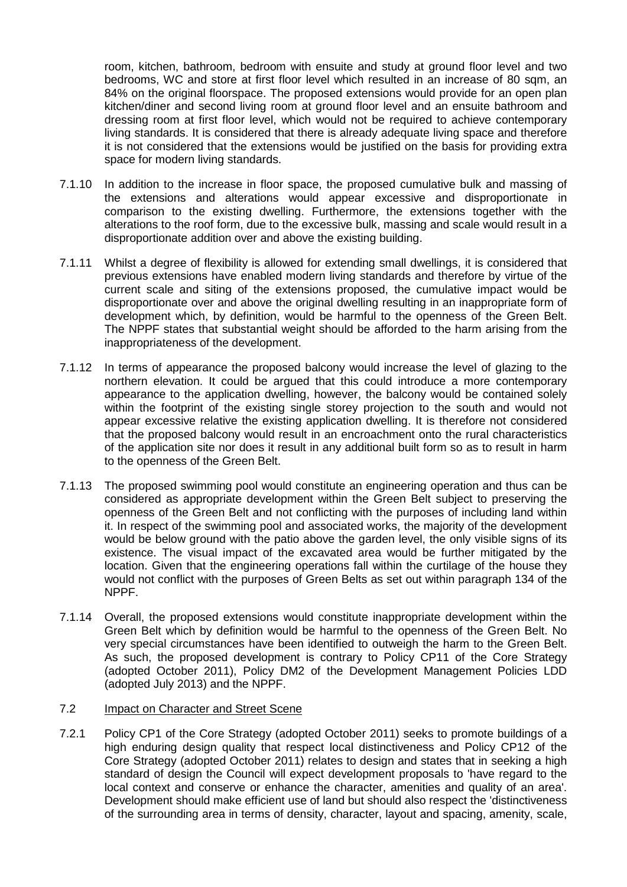room, kitchen, bathroom, bedroom with ensuite and study at ground floor level and two bedrooms, WC and store at first floor level which resulted in an increase of 80 sqm, an 84% on the original floorspace. The proposed extensions would provide for an open plan kitchen/diner and second living room at ground floor level and an ensuite bathroom and dressing room at first floor level, which would not be required to achieve contemporary living standards. It is considered that there is already adequate living space and therefore it is not considered that the extensions would be justified on the basis for providing extra space for modern living standards.

7.1.10 In addition to the increase in floor space, the proposed cumulative bulk and massing of the extensions and alterations would appear excessive and disproportionate in comparison to the existing dwelling. Furthermore, the extensions together with the alterations to the roof form, due to the excessive bulk, massing and scale would result in a disproportionate addition over and above the existing building.

7.1.11 Whilst a degree of flexibility is allowed for extending small dwellings, it is considered that previous extensions have enabled modern living standards and therefore by virtue of the current scale and siting of the extensions proposed, the cumulative impact would be disproportionate over and above the original dwelling resulting in an inappropriate form of development which, by definition, would be harmful to the openness of the Green Belt. The NPPF states that substantial weight should be afforded to the harm arising from the inappropriateness of the development.

7.1.12 In terms of appearance the proposed balcony would increase the level of glazing to the northern elevation. It could be argued that this could introduce a more contemporary appearance to the application dwelling, however, the balcony would be contained solely within the footprint of the existing single storey projection to the south and would not appear excessive relative the existing application dwelling. It is therefore not considered that the proposed balcony would result in an encroachment onto the rural characteristics of the application site nor does it result in any additional built form so as to result in harm to the openness of the Green Belt.

7.1.13 The proposed swimming pool would constitute an engineering operation and thus can be considered as appropriate development within the Green Belt subject to preserving the openness of the Green Belt and not conflicting with the purposes of including land within it. In respect of the swimming pool and associated works, the majority of the development would be below ground with the patio above the garden level, the only visible signs of its existence. The visual impact of the excavated area would be further mitigated by the location. Given that the engineering operations fall within the curtilage of the house they would not conflict with the purposes of Green Belts as set out within paragraph 134 of the NPPF.

7.1.14 Overall, the proposed extensions would constitute inappropriate development within the Green Belt which by definition would be harmful to the openness of the Green Belt. No very special circumstances have been identified to outweigh the harm to the Green Belt. As such, the proposed development is contrary to Policy CP11 of the Core Strategy (adopted October 2011), Policy DM2 of the Development Management Policies LDD (adopted July 2013) and the NPPF.

7.2 <u>Impact on Character and Street Scene</u>

7.2.1 Policy CP1 of the Core Strategy (adopted October 2011) seeks to promote buildings of a high enduring design quality that respect local distinctiveness and Policy CP12 of the Core Strategy (adopted October 2011) relates to design and states that in seeking a high standard of design the Council will expect development proposals to 'have regard to the local context and conserve or enhance the character, amenities and quality of an area'. Development should make efficient use of land but should also respect the 'distinctiveness of the surrounding area in terms of density, character, layout and spacing, amenity, scale,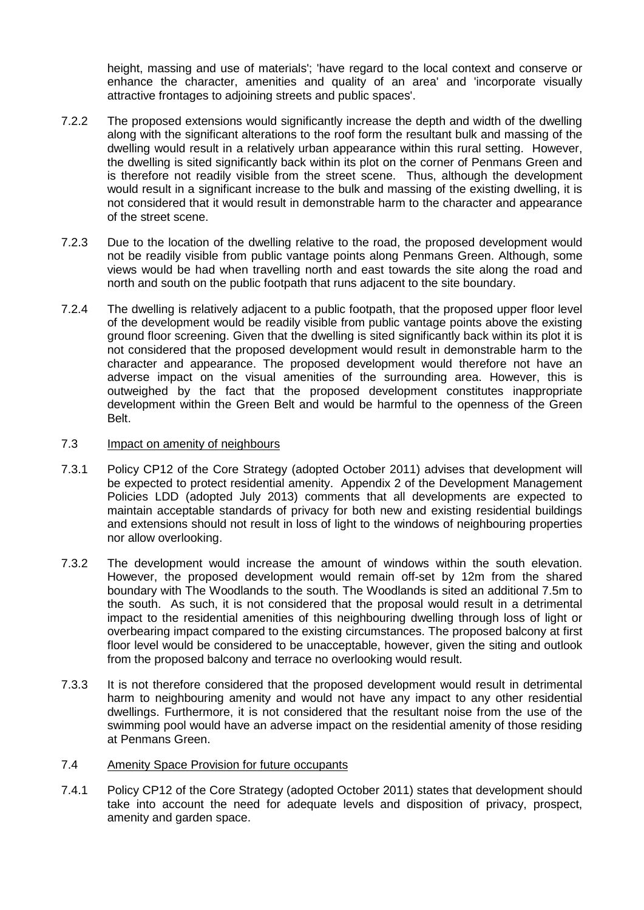height, massing and use of materials'; 'have regard to the local context and conserve or enhance the character, amenities and quality of an area' and 'incorporate visually attractive frontages to adjoining streets and public spaces'.

7.2.2 The proposed extensions would significantly increase the depth and width of the dwelling along with the significant alterations to the roof form the resultant bulk and massing of the dwelling would result in a relatively urban appearance within this rural setting. However, the dwelling is sited significantly back within its plot on the corner of Penmans Green and is therefore not readily visible from the street scene. Thus, although the development would result in a significant increase to the bulk and massing of the existing dwelling, it is not considered that it would result in demonstrable harm to the character and appearance of the street scene.

7.2.3 Due to the location of the dwelling relative to the road, the proposed development would not be readily visible from public vantage points along Penmans Green. Although, some views would be had when travelling north and east towards the site along the road and north and south on the public footpath that runs adjacent to the site boundary.

7.2.4 The dwelling is relatively adjacent to a public footpath, that the proposed upper floor level of the development would be readily visible from public vantage points above the existing ground floor screening. Given that the dwelling is sited significantly back within its plot it is not considered that the proposed development would result in demonstrable harm to the character and appearance. The proposed development would therefore not have an adverse impact on the visual amenities of the surrounding area. However, this is outweighed by the fact that the proposed development constitutes inappropriate development within the Green Belt and would be harmful to the openness of the Green Belt.

7.3 Impact on amenity of neighbours

7.3.1 Policy CP12 of the Core Strategy (adopted October 2011) advises that development will be expected to protect residential amenity. Appendix 2 of the Development Management Policies LDD (adopted July 2013) comments that all developments are expected to maintain acceptable standards of privacy for both new and existing residential buildings and extensions should not result in loss of light to the windows of neighbouring properties nor allow overlooking.

7.3.2 The development would increase the amount of windows within the south elevation. However, the proposed development would remain off-set by 12m from the shared boundary with The Woodlands to the south. The Woodlands is sited an additional 7.5m to the south. As such, it is not considered that the proposal would result in a detrimental impact to the residential amenities of this neighbouring dwelling through loss of light or overbearing impact compared to the existing circumstances. The proposed balcony at first floor level would be considered to be unacceptable, however, given the siting and outlook from the proposed balcony and terrace no overlooking would result.

7.3.3 It is not therefore considered that the proposed development would result in detrimental harm to neighbouring amenity and would not have any impact to any other residential dwellings. Furthermore, it is not considered that the resultant noise from the use of the swimming pool would have an adverse impact on the residential amenity of those residing at Penmans Green.

7.4 Amenity Space Provision for future occupants

7.4.1 Policy CP12 of the Core Strategy (adopted October 2011) states that development should take into account the need for adequate levels and disposition of privacy, prospect, amenity and garden space.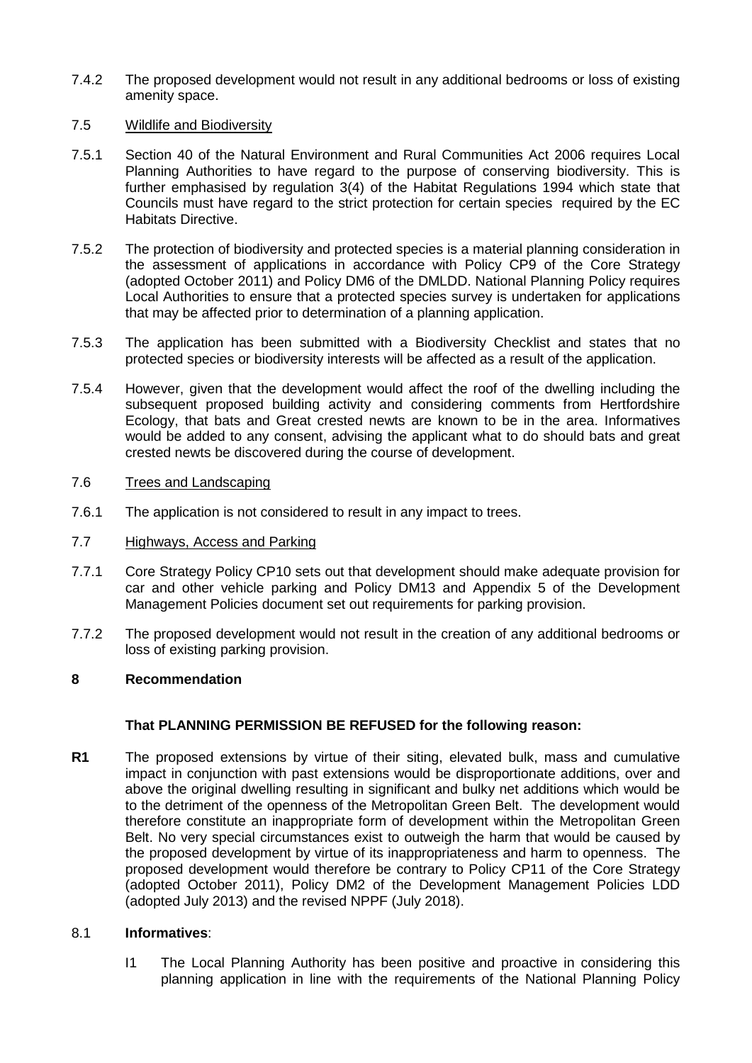7.4.2 The proposed development would not result in any additional bedrooms or loss of existing amenity space.

7.5 Wildlife and Biodiversity

7.5.1 Section 40 of the Natural Environment and Rural Communities Act 2006 requires Local Planning Authorities to have regard to the purpose of conserving biodiversity. This is further emphasised by regulation 3(4) of the Habitat Regulations 1994 which state that Councils must have regard to the strict protection for certain species required by the EC Habitats Directive.

7.5.2 The protection of biodiversity and protected species is a material planning consideration in the assessment of applications in accordance with Policy CP9 of the Core Strategy (adopted October 2011) and Policy DM6 of the DMLDD. National Planning Policy requires Local Authorities to ensure that a protected species survey is undertaken for applications that may be affected prior to determination of a planning application.

7.5.3 The application has been submitted with a Biodiversity Checklist and states that no protected species or biodiversity interests will be affected as a result of the application.

7.5.4 However, given that the development would affect the roof of the dwelling including the subsequent proposed building activity and considering comments from Hertfordshire Ecology, that bats and Great crested newts are known to be in the area. Informatives would be added to any consent, advising the applicant what to do should bats and great crested newts be discovered during the course of development.

7.6 Trees and Landscaping

7.6.1 The application is not considered to result in any impact to trees.

7.7 Highways, Access and Parking

7.7.1 Core Strategy Policy CP10 sets out that development should make adequate provision for car and other vehicle parking and Policy DM13 and Appendix 5 of the Development Management Policies document set out requirements for parking provision.

7.7.2 The proposed development would not result in the creation of any additional bedrooms or loss of existing parking provision.

## 8 Recommendation

**That PLANNING PERMISSION BE REFUSED for the following reason:**

**R1** The proposed extensions by virtue of their siting, elevated bulk, mass and cumulative impact in conjunction with past extensions would be disproportionate additions, over and above the original dwelling resulting in significant and bulky net additions which would be to the detriment of the openness of the Metropolitan Green Belt. The development would therefore constitute an inappropriate form of development within the Metropolitan Green Belt. No very special circumstances exist to outweigh the harm that would be caused by the proposed development by virtue of its inappropriateness and harm to openness. The proposed development would therefore be contrary to Policy CP11 of the Core Strategy (adopted October 2011), Policy DM2 of the Development Management Policies LDD (adopted July 2013) and the revised NPPF (July 2018).

8.1 **Informatives**:

I1 The Local Planning Authority has been positive and proactive in considering this planning application in line with the requirements of the National Planning Policy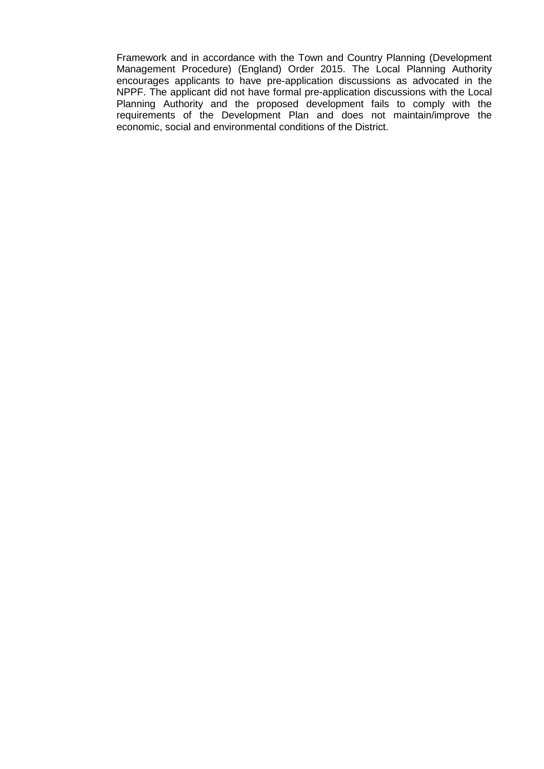Framework and in accordance with the Town and Country Planning (Development Management Procedure) (England) Order 2015. The Local Planning Authority encourages applicants to have pre-application discussions as advocated in the NPPF. The applicant did not have formal pre-application discussions with the Local Planning Authority and the proposed development fails to comply with the requirements of the Development Plan and does not maintain/improve the economic, social and environmental conditions of the District.